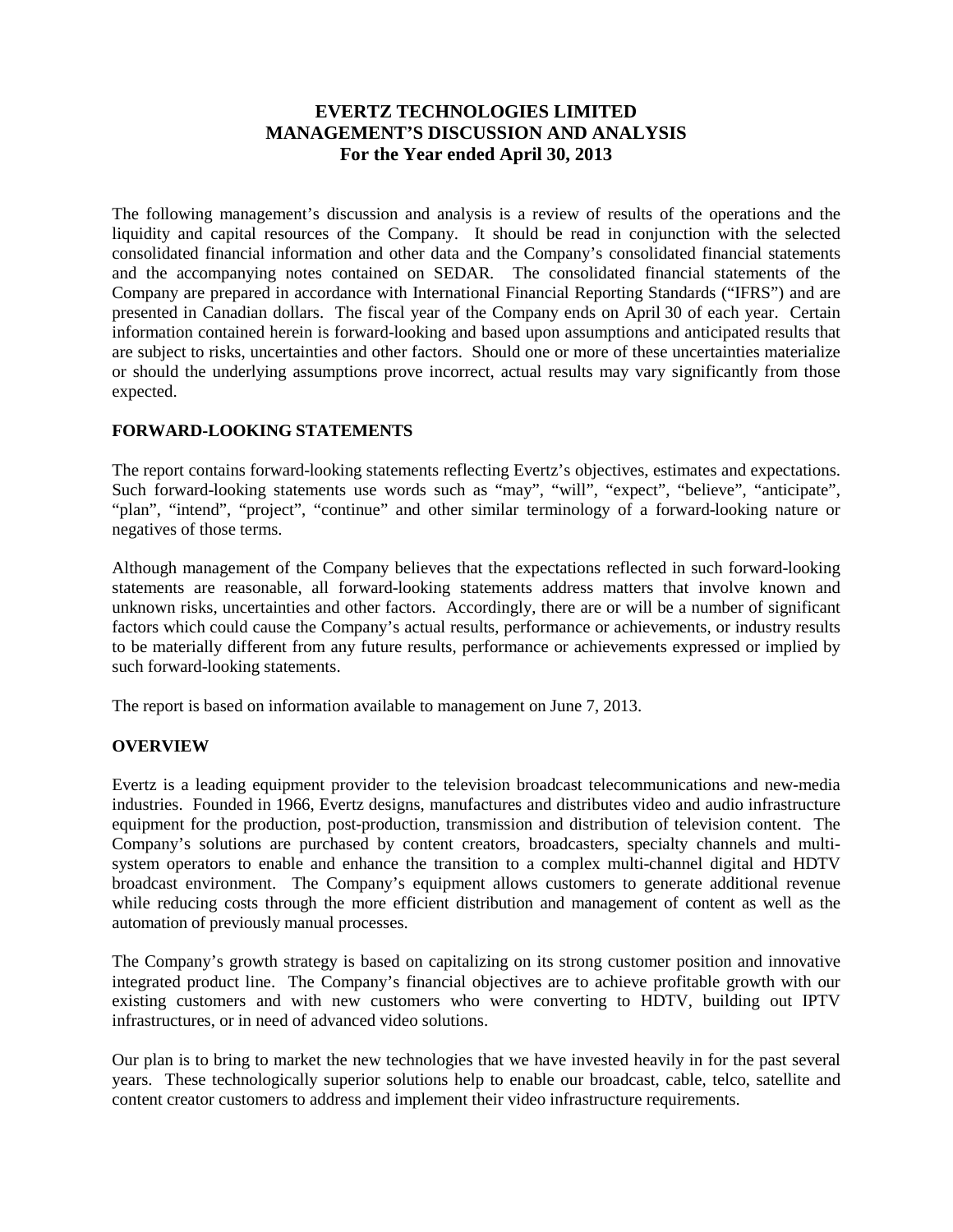# EVERTZ TECHNOLOGIES LIMITED
# MANAGEMENT'S DISCUSSION AND ANALYSIS
# For the Year ended April 30, 2013

The following management's discussion and analysis is a review of results of the operations and the liquidity and capital resources of the Company. It should be read in conjunction with the selected consolidated financial information and other data and the Company's consolidated financial statements and the accompanying notes contained on SEDAR. The consolidated financial statements of the Company are prepared in accordance with International Financial Reporting Standards ("IFRS") and are presented in Canadian dollars. The fiscal year of the Company ends on April 30 of each year. Certain information contained herein is forward-looking and based upon assumptions and anticipated results that are subject to risks, uncertainties and other factors. Should one or more of these uncertainties materialize or should the underlying assumptions prove incorrect, actual results may vary significantly from those expected.

## FORWARD-LOOKING STATEMENTS

The report contains forward-looking statements reflecting Evertz's objectives, estimates and expectations. Such forward-looking statements use words such as "may", "will", "expect", "believe", "anticipate", "plan", "intend", "project", "continue" and other similar terminology of a forward-looking nature or negatives of those terms.

Although management of the Company believes that the expectations reflected in such forward-looking statements are reasonable, all forward-looking statements address matters that involve known and unknown risks, uncertainties and other factors. Accordingly, there are or will be a number of significant factors which could cause the Company's actual results, performance or achievements, or industry results to be materially different from any future results, performance or achievements expressed or implied by such forward-looking statements.

The report is based on information available to management on June 7, 2013.

## OVERVIEW

Evertz is a leading equipment provider to the television broadcast telecommunications and new-media industries. Founded in 1966, Evertz designs, manufactures and distributes video and audio infrastructure equipment for the production, post-production, transmission and distribution of television content. The Company's solutions are purchased by content creators, broadcasters, specialty channels and multi-system operators to enable and enhance the transition to a complex multi-channel digital and HDTV broadcast environment. The Company's equipment allows customers to generate additional revenue while reducing costs through the more efficient distribution and management of content as well as the automation of previously manual processes.

The Company's growth strategy is based on capitalizing on its strong customer position and innovative integrated product line. The Company's financial objectives are to achieve profitable growth with our existing customers and with new customers who were converting to HDTV, building out IPTV infrastructures, or in need of advanced video solutions.

Our plan is to bring to market the new technologies that we have invested heavily in for the past several years. These technologically superior solutions help to enable our broadcast, cable, telco, satellite and content creator customers to address and implement their video infrastructure requirements.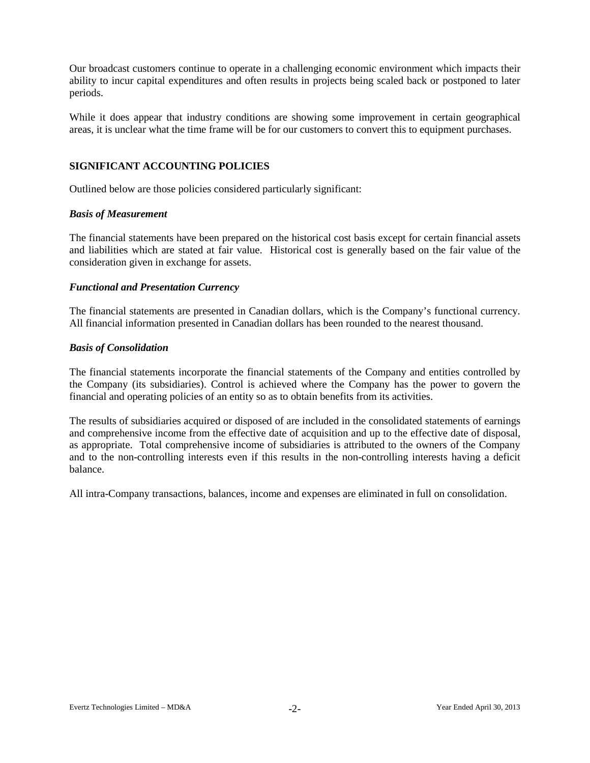Our broadcast customers continue to operate in a challenging economic environment which impacts their ability to incur capital expenditures and often results in projects being scaled back or postponed to later periods.

While it does appear that industry conditions are showing some improvement in certain geographical areas, it is unclear what the time frame will be for our customers to convert this to equipment purchases.

## SIGNIFICANT ACCOUNTING POLICIES

Outlined below are those policies considered particularly significant:

### *Basis of Measurement*

The financial statements have been prepared on the historical cost basis except for certain financial assets and liabilities which are stated at fair value. Historical cost is generally based on the fair value of the consideration given in exchange for assets.

### *Functional and Presentation Currency*

The financial statements are presented in Canadian dollars, which is the Company's functional currency. All financial information presented in Canadian dollars has been rounded to the nearest thousand.

### *Basis of Consolidation*

The financial statements incorporate the financial statements of the Company and entities controlled by the Company (its subsidiaries). Control is achieved where the Company has the power to govern the financial and operating policies of an entity so as to obtain benefits from its activities.

The results of subsidiaries acquired or disposed of are included in the consolidated statements of earnings and comprehensive income from the effective date of acquisition and up to the effective date of disposal, as appropriate. Total comprehensive income of subsidiaries is attributed to the owners of the Company and to the non-controlling interests even if this results in the non-controlling interests having a deficit balance.

All intra-Company transactions, balances, income and expenses are eliminated in full on consolidation.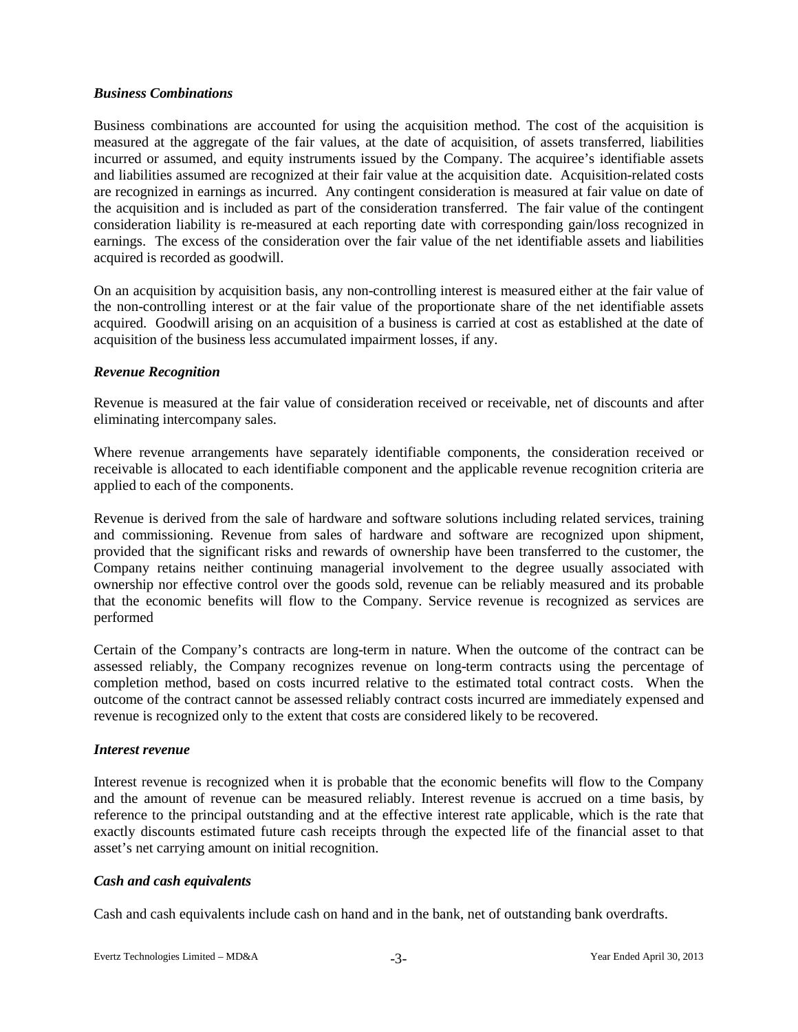### *Business Combinations*

Business combinations are accounted for using the acquisition method. The cost of the acquisition is measured at the aggregate of the fair values, at the date of acquisition, of assets transferred, liabilities incurred or assumed, and equity instruments issued by the Company. The acquiree's identifiable assets and liabilities assumed are recognized at their fair value at the acquisition date. Acquisition-related costs are recognized in earnings as incurred. Any contingent consideration is measured at fair value on date of the acquisition and is included as part of the consideration transferred. The fair value of the contingent consideration liability is re-measured at each reporting date with corresponding gain/loss recognized in earnings. The excess of the consideration over the fair value of the net identifiable assets and liabilities acquired is recorded as goodwill.

On an acquisition by acquisition basis, any non-controlling interest is measured either at the fair value of the non-controlling interest or at the fair value of the proportionate share of the net identifiable assets acquired. Goodwill arising on an acquisition of a business is carried at cost as established at the date of acquisition of the business less accumulated impairment losses, if any.

### *Revenue Recognition*

Revenue is measured at the fair value of consideration received or receivable, net of discounts and after eliminating intercompany sales.

Where revenue arrangements have separately identifiable components, the consideration received or receivable is allocated to each identifiable component and the applicable revenue recognition criteria are applied to each of the components.

Revenue is derived from the sale of hardware and software solutions including related services, training and commissioning. Revenue from sales of hardware and software are recognized upon shipment, provided that the significant risks and rewards of ownership have been transferred to the customer, the Company retains neither continuing managerial involvement to the degree usually associated with ownership nor effective control over the goods sold, revenue can be reliably measured and its probable that the economic benefits will flow to the Company. Service revenue is recognized as services are performed

Certain of the Company's contracts are long-term in nature. When the outcome of the contract can be assessed reliably, the Company recognizes revenue on long-term contracts using the percentage of completion method, based on costs incurred relative to the estimated total contract costs. When the outcome of the contract cannot be assessed reliably contract costs incurred are immediately expensed and revenue is recognized only to the extent that costs are considered likely to be recovered.

### *Interest revenue*

Interest revenue is recognized when it is probable that the economic benefits will flow to the Company and the amount of revenue can be measured reliably. Interest revenue is accrued on a time basis, by reference to the principal outstanding and at the effective interest rate applicable, which is the rate that exactly discounts estimated future cash receipts through the expected life of the financial asset to that asset's net carrying amount on initial recognition.

### *Cash and cash equivalents*

Cash and cash equivalents include cash on hand and in the bank, net of outstanding bank overdrafts.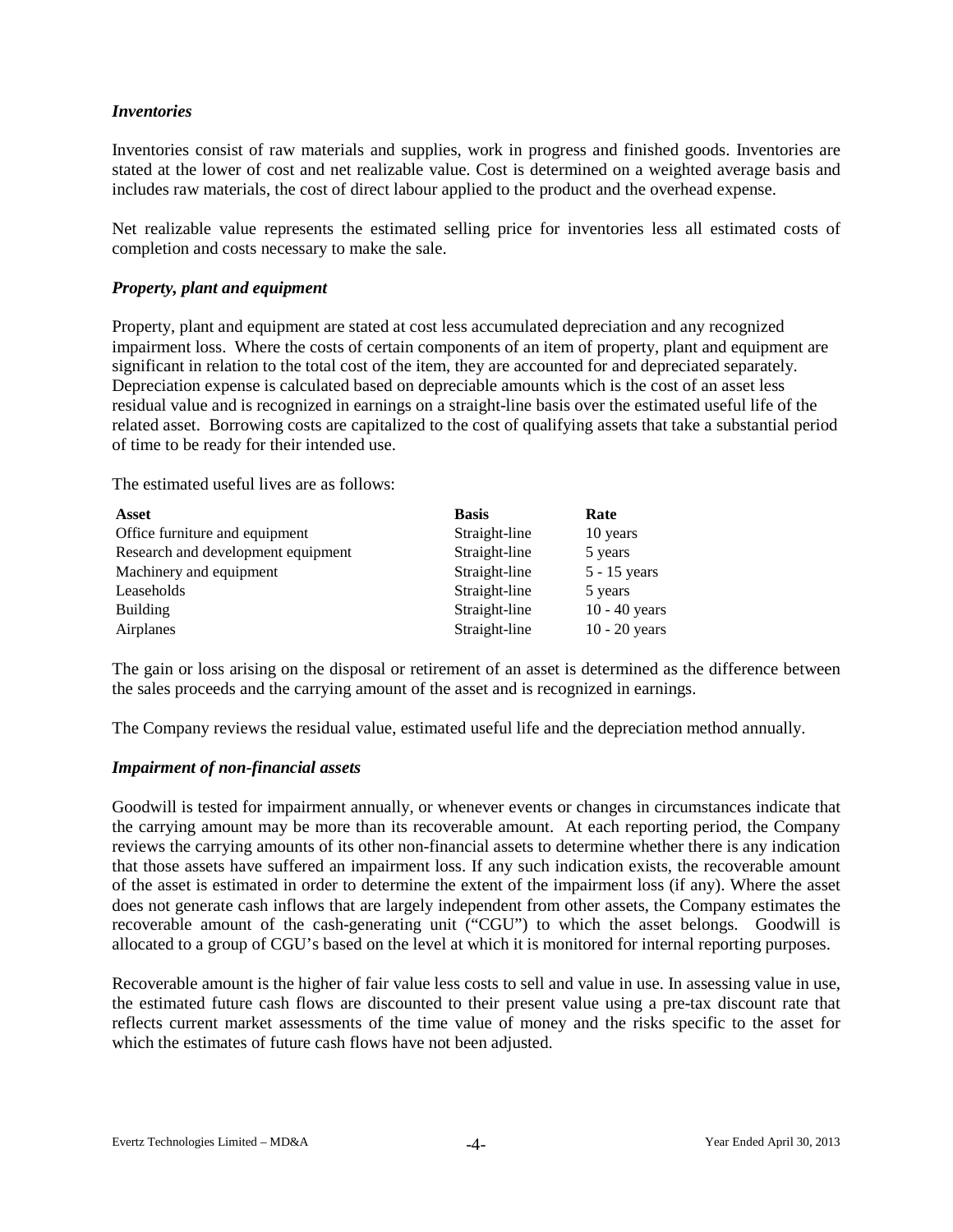### *Inventories*

Inventories consist of raw materials and supplies, work in progress and finished goods. Inventories are stated at the lower of cost and net realizable value. Cost is determined on a weighted average basis and includes raw materials, the cost of direct labour applied to the product and the overhead expense.

Net realizable value represents the estimated selling price for inventories less all estimated costs of completion and costs necessary to make the sale.

### *Property, plant and equipment*

Property, plant and equipment are stated at cost less accumulated depreciation and any recognized impairment loss. Where the costs of certain components of an item of property, plant and equipment are significant in relation to the total cost of the item, they are accounted for and depreciated separately. Depreciation expense is calculated based on depreciable amounts which is the cost of an asset less residual value and is recognized in earnings on a straight-line basis over the estimated useful life of the related asset. Borrowing costs are capitalized to the cost of qualifying assets that take a substantial period of time to be ready for their intended use.

The estimated useful lives are as follows:

| Asset | Basis | Rate |
|---|---|---|
| Office furniture and equipment | Straight-line | 10 years |
| Research and development equipment | Straight-line | 5 years |
| Machinery and equipment | Straight-line | 5 - 15 years |
| Leaseholds | Straight-line | 5 years |
| Building | Straight-line | 10 - 40 years |
| Airplanes | Straight-line | 10 - 20 years |

The gain or loss arising on the disposal or retirement of an asset is determined as the difference between the sales proceeds and the carrying amount of the asset and is recognized in earnings.

The Company reviews the residual value, estimated useful life and the depreciation method annually.

### *Impairment of non-financial assets*

Goodwill is tested for impairment annually, or whenever events or changes in circumstances indicate that the carrying amount may be more than its recoverable amount. At each reporting period, the Company reviews the carrying amounts of its other non-financial assets to determine whether there is any indication that those assets have suffered an impairment loss. If any such indication exists, the recoverable amount of the asset is estimated in order to determine the extent of the impairment loss (if any). Where the asset does not generate cash inflows that are largely independent from other assets, the Company estimates the recoverable amount of the cash-generating unit ("CGU") to which the asset belongs. Goodwill is allocated to a group of CGU's based on the level at which it is monitored for internal reporting purposes.

Recoverable amount is the higher of fair value less costs to sell and value in use. In assessing value in use, the estimated future cash flows are discounted to their present value using a pre-tax discount rate that reflects current market assessments of the time value of money and the risks specific to the asset for which the estimates of future cash flows have not been adjusted.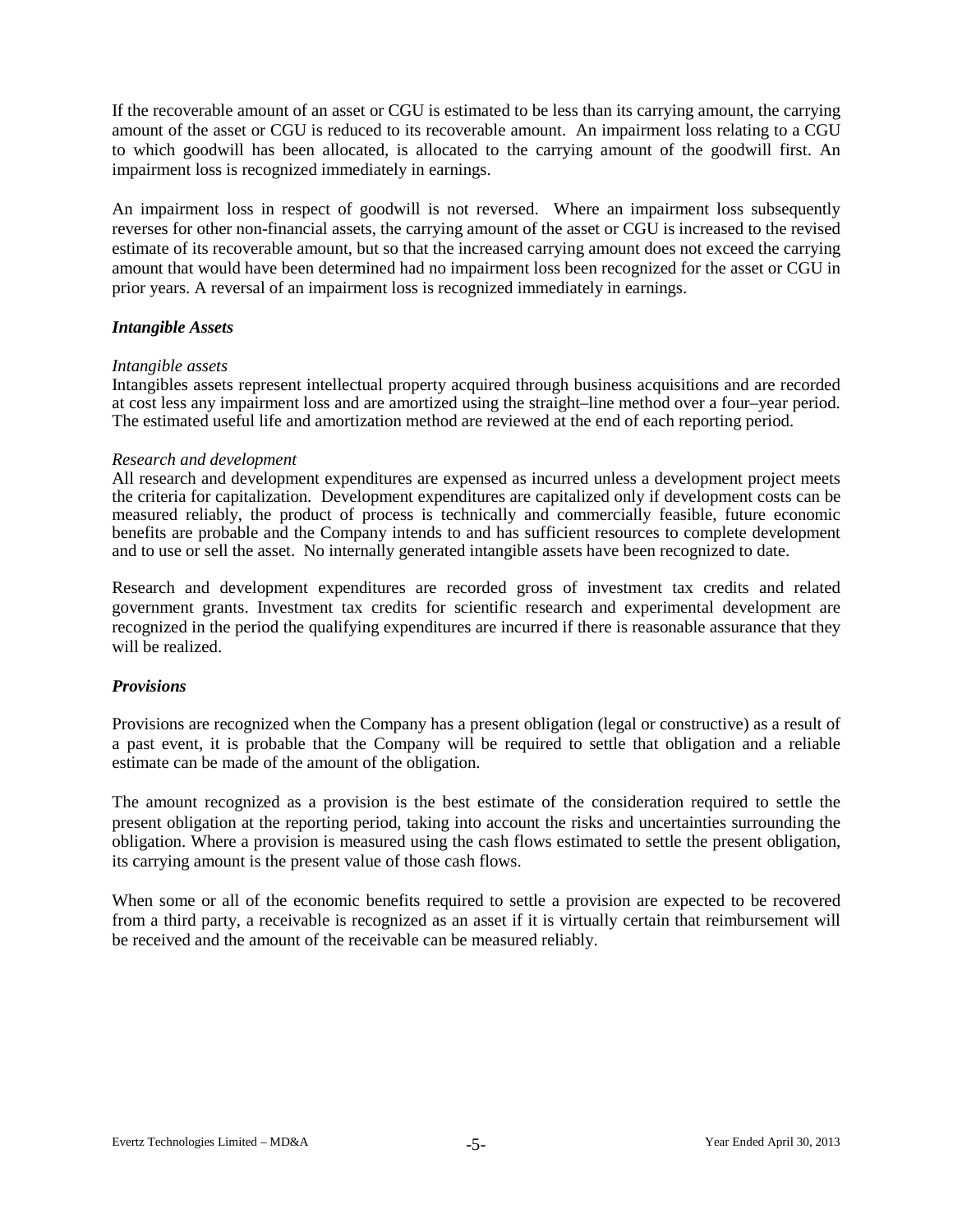If the recoverable amount of an asset or CGU is estimated to be less than its carrying amount, the carrying amount of the asset or CGU is reduced to its recoverable amount. An impairment loss relating to a CGU to which goodwill has been allocated, is allocated to the carrying amount of the goodwill first. An impairment loss is recognized immediately in earnings.

An impairment loss in respect of goodwill is not reversed. Where an impairment loss subsequently reverses for other non-financial assets, the carrying amount of the asset or CGU is increased to the revised estimate of its recoverable amount, but so that the increased carrying amount does not exceed the carrying amount that would have been determined had no impairment loss been recognized for the asset or CGU in prior years. A reversal of an impairment loss is recognized immediately in earnings.

***Intangible Assets***

*Intangible assets*
Intangibles assets represent intellectual property acquired through business acquisitions and are recorded at cost less any impairment loss and are amortized using the straight–line method over a four–year period. The estimated useful life and amortization method are reviewed at the end of each reporting period.

*Research and development*
All research and development expenditures are expensed as incurred unless a development project meets the criteria for capitalization. Development expenditures are capitalized only if development costs can be measured reliably, the product of process is technically and commercially feasible, future economic benefits are probable and the Company intends to and has sufficient resources to complete development and to use or sell the asset. No internally generated intangible assets have been recognized to date.

Research and development expenditures are recorded gross of investment tax credits and related government grants. Investment tax credits for scientific research and experimental development are recognized in the period the qualifying expenditures are incurred if there is reasonable assurance that they will be realized.

***Provisions***

Provisions are recognized when the Company has a present obligation (legal or constructive) as a result of a past event, it is probable that the Company will be required to settle that obligation and a reliable estimate can be made of the amount of the obligation.

The amount recognized as a provision is the best estimate of the consideration required to settle the present obligation at the reporting period, taking into account the risks and uncertainties surrounding the obligation. Where a provision is measured using the cash flows estimated to settle the present obligation, its carrying amount is the present value of those cash flows.

When some or all of the economic benefits required to settle a provision are expected to be recovered from a third party, a receivable is recognized as an asset if it is virtually certain that reimbursement will be received and the amount of the receivable can be measured reliably.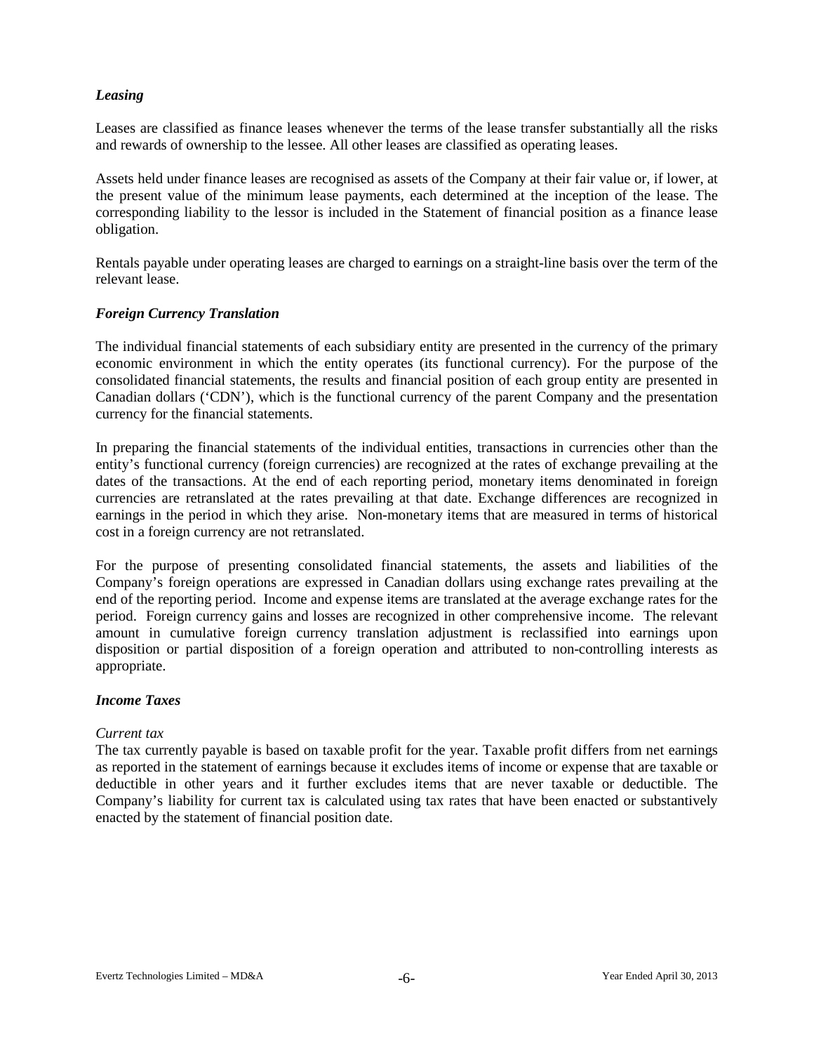### *Leasing*

Leases are classified as finance leases whenever the terms of the lease transfer substantially all the risks and rewards of ownership to the lessee. All other leases are classified as operating leases.

Assets held under finance leases are recognised as assets of the Company at their fair value or, if lower, at the present value of the minimum lease payments, each determined at the inception of the lease. The corresponding liability to the lessor is included in the Statement of financial position as a finance lease obligation.

Rentals payable under operating leases are charged to earnings on a straight-line basis over the term of the relevant lease.

### *Foreign Currency Translation*

The individual financial statements of each subsidiary entity are presented in the currency of the primary economic environment in which the entity operates (its functional currency). For the purpose of the consolidated financial statements, the results and financial position of each group entity are presented in Canadian dollars ('CDN'), which is the functional currency of the parent Company and the presentation currency for the financial statements.

In preparing the financial statements of the individual entities, transactions in currencies other than the entity's functional currency (foreign currencies) are recognized at the rates of exchange prevailing at the dates of the transactions. At the end of each reporting period, monetary items denominated in foreign currencies are retranslated at the rates prevailing at that date. Exchange differences are recognized in earnings in the period in which they arise. Non-monetary items that are measured in terms of historical cost in a foreign currency are not retranslated.

For the purpose of presenting consolidated financial statements, the assets and liabilities of the Company's foreign operations are expressed in Canadian dollars using exchange rates prevailing at the end of the reporting period. Income and expense items are translated at the average exchange rates for the period. Foreign currency gains and losses are recognized in other comprehensive income. The relevant amount in cumulative foreign currency translation adjustment is reclassified into earnings upon disposition or partial disposition of a foreign operation and attributed to non-controlling interests as appropriate.

### *Income Taxes*

*Current tax*

The tax currently payable is based on taxable profit for the year. Taxable profit differs from net earnings as reported in the statement of earnings because it excludes items of income or expense that are taxable or deductible in other years and it further excludes items that are never taxable or deductible. The Company's liability for current tax is calculated using tax rates that have been enacted or substantively enacted by the statement of financial position date.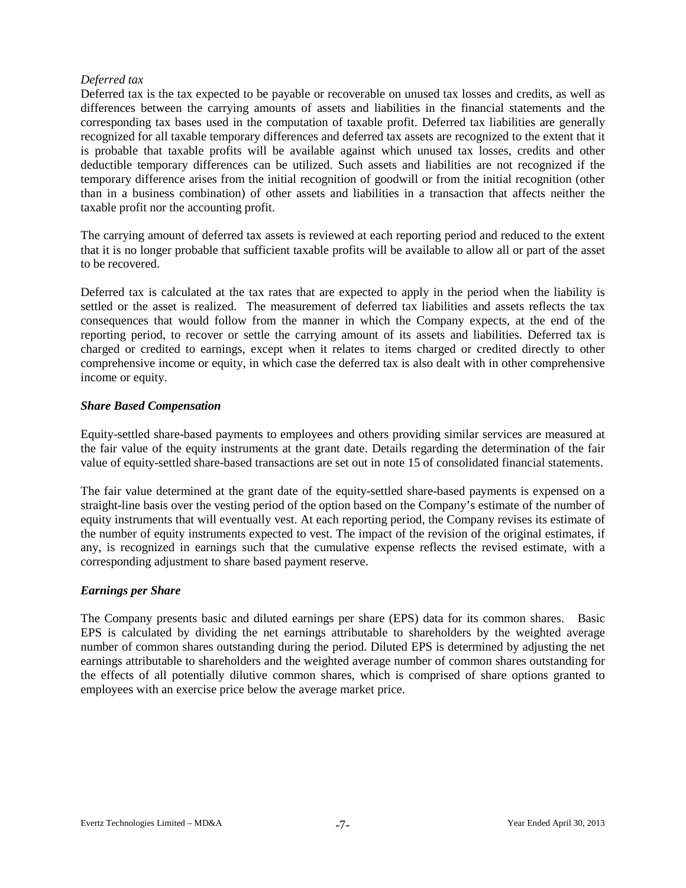*Deferred tax*

Deferred tax is the tax expected to be payable or recoverable on unused tax losses and credits, as well as differences between the carrying amounts of assets and liabilities in the financial statements and the corresponding tax bases used in the computation of taxable profit. Deferred tax liabilities are generally recognized for all taxable temporary differences and deferred tax assets are recognized to the extent that it is probable that taxable profits will be available against which unused tax losses, credits and other deductible temporary differences can be utilized. Such assets and liabilities are not recognized if the temporary difference arises from the initial recognition of goodwill or from the initial recognition (other than in a business combination) of other assets and liabilities in a transaction that affects neither the taxable profit nor the accounting profit.

The carrying amount of deferred tax assets is reviewed at each reporting period and reduced to the extent that it is no longer probable that sufficient taxable profits will be available to allow all or part of the asset to be recovered.

Deferred tax is calculated at the tax rates that are expected to apply in the period when the liability is settled or the asset is realized. The measurement of deferred tax liabilities and assets reflects the tax consequences that would follow from the manner in which the Company expects, at the end of the reporting period, to recover or settle the carrying amount of its assets and liabilities. Deferred tax is charged or credited to earnings, except when it relates to items charged or credited directly to other comprehensive income or equity, in which case the deferred tax is also dealt with in other comprehensive income or equity.

***Share Based Compensation***

Equity-settled share-based payments to employees and others providing similar services are measured at the fair value of the equity instruments at the grant date. Details regarding the determination of the fair value of equity-settled share-based transactions are set out in note 15 of consolidated financial statements.

The fair value determined at the grant date of the equity-settled share-based payments is expensed on a straight-line basis over the vesting period of the option based on the Company's estimate of the number of equity instruments that will eventually vest. At each reporting period, the Company revises its estimate of the number of equity instruments expected to vest. The impact of the revision of the original estimates, if any, is recognized in earnings such that the cumulative expense reflects the revised estimate, with a corresponding adjustment to share based payment reserve.

***Earnings per Share***

The Company presents basic and diluted earnings per share (EPS) data for its common shares. Basic EPS is calculated by dividing the net earnings attributable to shareholders by the weighted average number of common shares outstanding during the period. Diluted EPS is determined by adjusting the net earnings attributable to shareholders and the weighted average number of common shares outstanding for the effects of all potentially dilutive common shares, which is comprised of share options granted to employees with an exercise price below the average market price.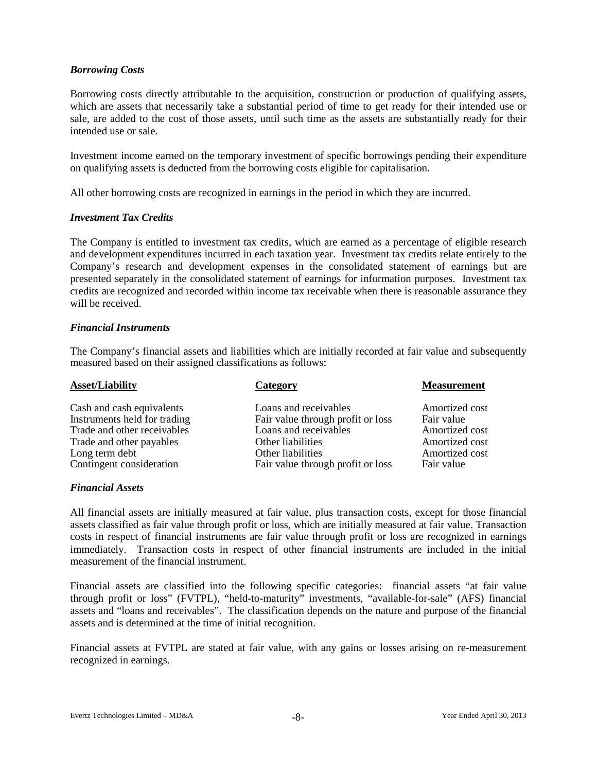### *Borrowing Costs*

Borrowing costs directly attributable to the acquisition, construction or production of qualifying assets, which are assets that necessarily take a substantial period of time to get ready for their intended use or sale, are added to the cost of those assets, until such time as the assets are substantially ready for their intended use or sale.

Investment income earned on the temporary investment of specific borrowings pending their expenditure on qualifying assets is deducted from the borrowing costs eligible for capitalisation.

All other borrowing costs are recognized in earnings in the period in which they are incurred.

### *Investment Tax Credits*

The Company is entitled to investment tax credits, which are earned as a percentage of eligible research and development expenditures incurred in each taxation year. Investment tax credits relate entirely to the Company's research and development expenses in the consolidated statement of earnings but are presented separately in the consolidated statement of earnings for information purposes. Investment tax credits are recognized and recorded within income tax receivable when there is reasonable assurance they will be received.

### *Financial Instruments*

The Company's financial assets and liabilities which are initially recorded at fair value and subsequently measured based on their assigned classifications as follows:

| **Asset/Liability** | **Category** | **Measurement** |
|---|---|---|
| Cash and cash equivalents | Loans and receivables | Amortized cost |
| Instruments held for trading | Fair value through profit or loss | Fair value |
| Trade and other receivables | Loans and receivables | Amortized cost |
| Trade and other payables | Other liabilities | Amortized cost |
| Long term debt | Other liabilities | Amortized cost |
| Contingent consideration | Fair value through profit or loss | Fair value |

### *Financial Assets*

All financial assets are initially measured at fair value, plus transaction costs, except for those financial assets classified as fair value through profit or loss, which are initially measured at fair value. Transaction costs in respect of financial instruments are fair value through profit or loss are recognized in earnings immediately. Transaction costs in respect of other financial instruments are included in the initial measurement of the financial instrument.

Financial assets are classified into the following specific categories: financial assets "at fair value through profit or loss" (FVTPL), "held-to-maturity" investments, "available-for-sale" (AFS) financial assets and "loans and receivables". The classification depends on the nature and purpose of the financial assets and is determined at the time of initial recognition.

Financial assets at FVTPL are stated at fair value, with any gains or losses arising on re-measurement recognized in earnings.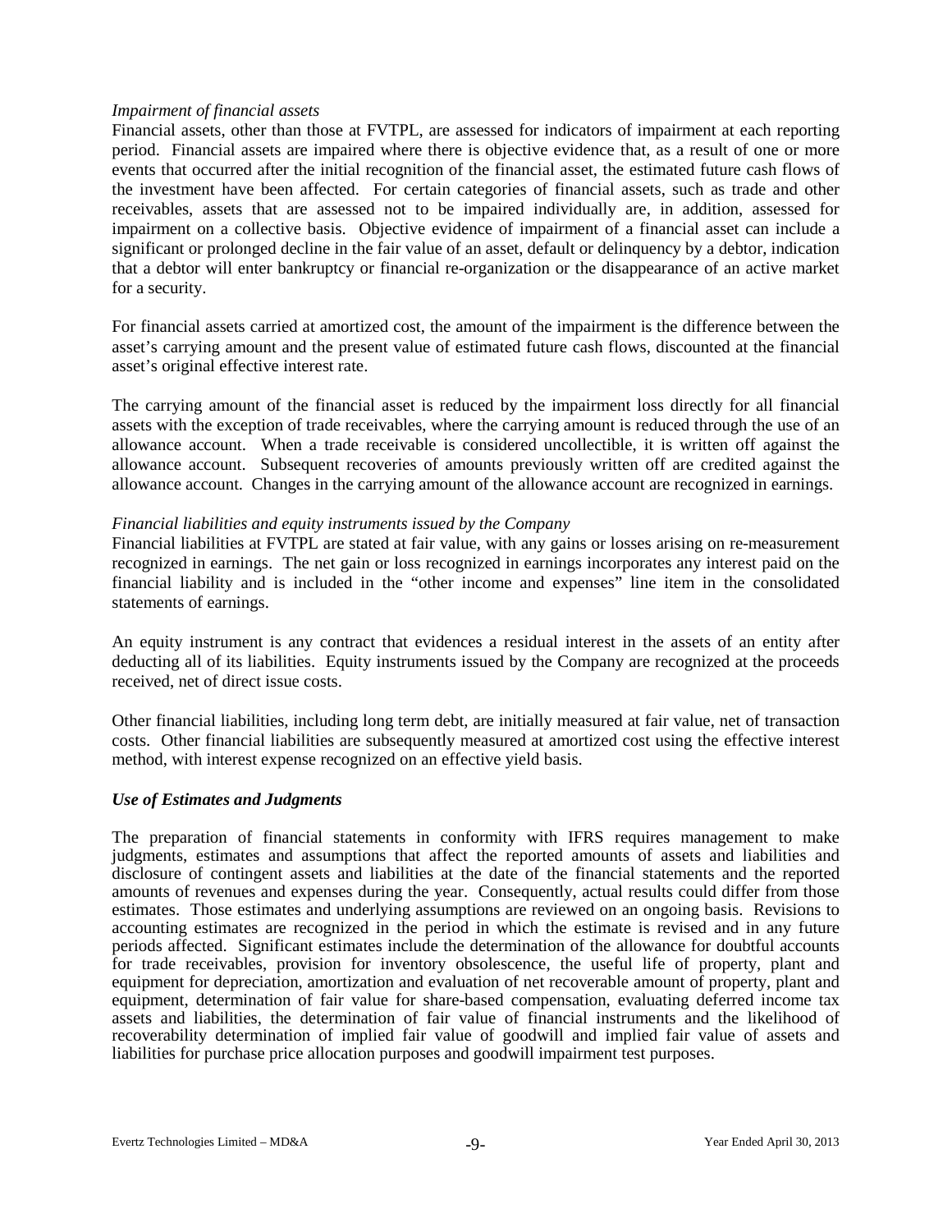*Impairment of financial assets*

Financial assets, other than those at FVTPL, are assessed for indicators of impairment at each reporting period. Financial assets are impaired where there is objective evidence that, as a result of one or more events that occurred after the initial recognition of the financial asset, the estimated future cash flows of the investment have been affected. For certain categories of financial assets, such as trade and other receivables, assets that are assessed not to be impaired individually are, in addition, assessed for impairment on a collective basis. Objective evidence of impairment of a financial asset can include a significant or prolonged decline in the fair value of an asset, default or delinquency by a debtor, indication that a debtor will enter bankruptcy or financial re-organization or the disappearance of an active market for a security.

For financial assets carried at amortized cost, the amount of the impairment is the difference between the asset's carrying amount and the present value of estimated future cash flows, discounted at the financial asset's original effective interest rate.

The carrying amount of the financial asset is reduced by the impairment loss directly for all financial assets with the exception of trade receivables, where the carrying amount is reduced through the use of an allowance account. When a trade receivable is considered uncollectible, it is written off against the allowance account. Subsequent recoveries of amounts previously written off are credited against the allowance account. Changes in the carrying amount of the allowance account are recognized in earnings.

*Financial liabilities and equity instruments issued by the Company*

Financial liabilities at FVTPL are stated at fair value, with any gains or losses arising on re-measurement recognized in earnings. The net gain or loss recognized in earnings incorporates any interest paid on the financial liability and is included in the "other income and expenses" line item in the consolidated statements of earnings.

An equity instrument is any contract that evidences a residual interest in the assets of an entity after deducting all of its liabilities. Equity instruments issued by the Company are recognized at the proceeds received, net of direct issue costs.

Other financial liabilities, including long term debt, are initially measured at fair value, net of transaction costs. Other financial liabilities are subsequently measured at amortized cost using the effective interest method, with interest expense recognized on an effective yield basis.

***Use of Estimates and Judgments***

The preparation of financial statements in conformity with IFRS requires management to make judgments, estimates and assumptions that affect the reported amounts of assets and liabilities and disclosure of contingent assets and liabilities at the date of the financial statements and the reported amounts of revenues and expenses during the year. Consequently, actual results could differ from those estimates. Those estimates and underlying assumptions are reviewed on an ongoing basis. Revisions to accounting estimates are recognized in the period in which the estimate is revised and in any future periods affected. Significant estimates include the determination of the allowance for doubtful accounts for trade receivables, provision for inventory obsolescence, the useful life of property, plant and equipment for depreciation, amortization and evaluation of net recoverable amount of property, plant and equipment, determination of fair value for share-based compensation, evaluating deferred income tax assets and liabilities, the determination of fair value of financial instruments and the likelihood of recoverability determination of implied fair value of goodwill and implied fair value of assets and liabilities for purchase price allocation purposes and goodwill impairment test purposes.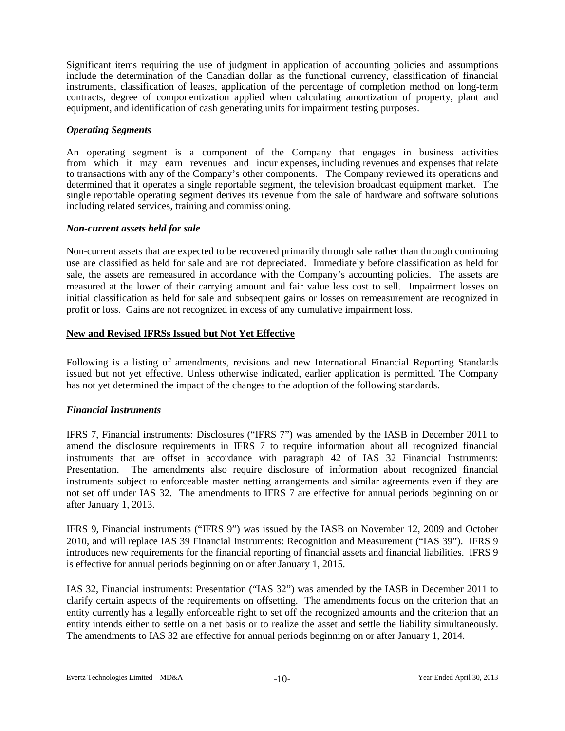Significant items requiring the use of judgment in application of accounting policies and assumptions include the determination of the Canadian dollar as the functional currency, classification of financial instruments, classification of leases, application of the percentage of completion method on long-term contracts, degree of componentization applied when calculating amortization of property, plant and equipment, and identification of cash generating units for impairment testing purposes.

*Operating Segments*

An operating segment is a component of the Company that engages in business activities from which it may earn revenues and incur expenses, including revenues and expenses that relate to transactions with any of the Company's other components. The Company reviewed its operations and determined that it operates a single reportable segment, the television broadcast equipment market. The single reportable operating segment derives its revenue from the sale of hardware and software solutions including related services, training and commissioning.

*Non-current assets held for sale*

Non-current assets that are expected to be recovered primarily through sale rather than through continuing use are classified as held for sale and are not depreciated. Immediately before classification as held for sale, the assets are remeasured in accordance with the Company's accounting policies. The assets are measured at the lower of their carrying amount and fair value less cost to sell. Impairment losses on initial classification as held for sale and subsequent gains or losses on remeasurement are recognized in profit or loss. Gains are not recognized in excess of any cumulative impairment loss.

**New and Revised IFRSs Issued but Not Yet Effective**

Following is a listing of amendments, revisions and new International Financial Reporting Standards issued but not yet effective. Unless otherwise indicated, earlier application is permitted. The Company has not yet determined the impact of the changes to the adoption of the following standards.

*Financial Instruments*

IFRS 7, Financial instruments: Disclosures ("IFRS 7") was amended by the IASB in December 2011 to amend the disclosure requirements in IFRS 7 to require information about all recognized financial instruments that are offset in accordance with paragraph 42 of IAS 32 Financial Instruments: Presentation. The amendments also require disclosure of information about recognized financial instruments subject to enforceable master netting arrangements and similar agreements even if they are not set off under IAS 32. The amendments to IFRS 7 are effective for annual periods beginning on or after January 1, 2013.

IFRS 9, Financial instruments ("IFRS 9") was issued by the IASB on November 12, 2009 and October 2010, and will replace IAS 39 Financial Instruments: Recognition and Measurement ("IAS 39"). IFRS 9 introduces new requirements for the financial reporting of financial assets and financial liabilities. IFRS 9 is effective for annual periods beginning on or after January 1, 2015.

IAS 32, Financial instruments: Presentation ("IAS 32") was amended by the IASB in December 2011 to clarify certain aspects of the requirements on offsetting. The amendments focus on the criterion that an entity currently has a legally enforceable right to set off the recognized amounts and the criterion that an entity intends either to settle on a net basis or to realize the asset and settle the liability simultaneously. The amendments to IAS 32 are effective for annual periods beginning on or after January 1, 2014.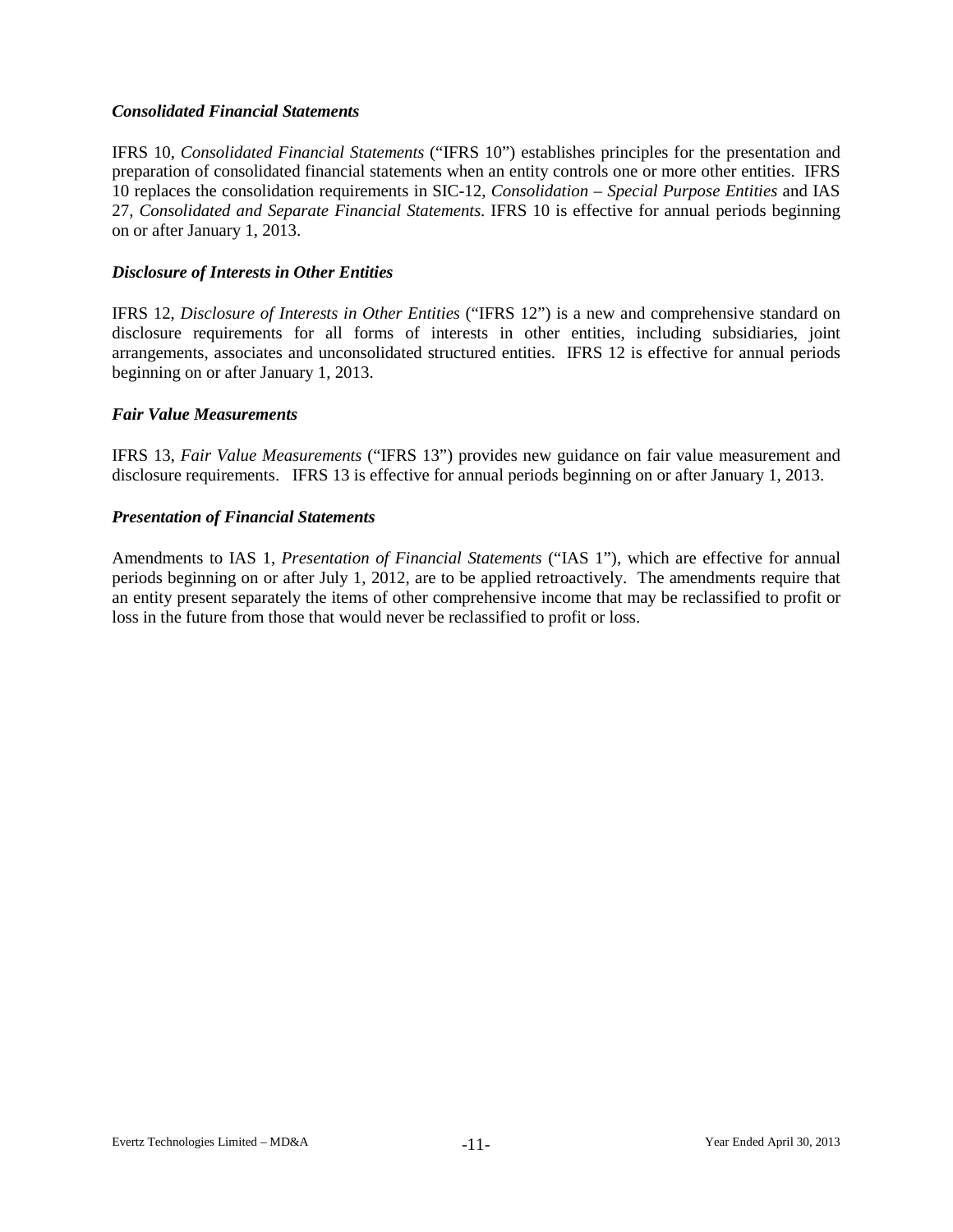### *Consolidated Financial Statements*

IFRS 10, *Consolidated Financial Statements* ("IFRS 10") establishes principles for the presentation and preparation of consolidated financial statements when an entity controls one or more other entities. IFRS 10 replaces the consolidation requirements in SIC-12, *Consolidation – Special Purpose Entities* and IAS 27, *Consolidated and Separate Financial Statements*. IFRS 10 is effective for annual periods beginning on or after January 1, 2013.

### *Disclosure of Interests in Other Entities*

IFRS 12, *Disclosure of Interests in Other Entities* ("IFRS 12") is a new and comprehensive standard on disclosure requirements for all forms of interests in other entities, including subsidiaries, joint arrangements, associates and unconsolidated structured entities. IFRS 12 is effective for annual periods beginning on or after January 1, 2013.

### *Fair Value Measurements*

IFRS 13, *Fair Value Measurements* ("IFRS 13") provides new guidance on fair value measurement and disclosure requirements. IFRS 13 is effective for annual periods beginning on or after January 1, 2013.

### *Presentation of Financial Statements*

Amendments to IAS 1, *Presentation of Financial Statements* ("IAS 1"), which are effective for annual periods beginning on or after July 1, 2012, are to be applied retroactively. The amendments require that an entity present separately the items of other comprehensive income that may be reclassified to profit or loss in the future from those that would never be reclassified to profit or loss.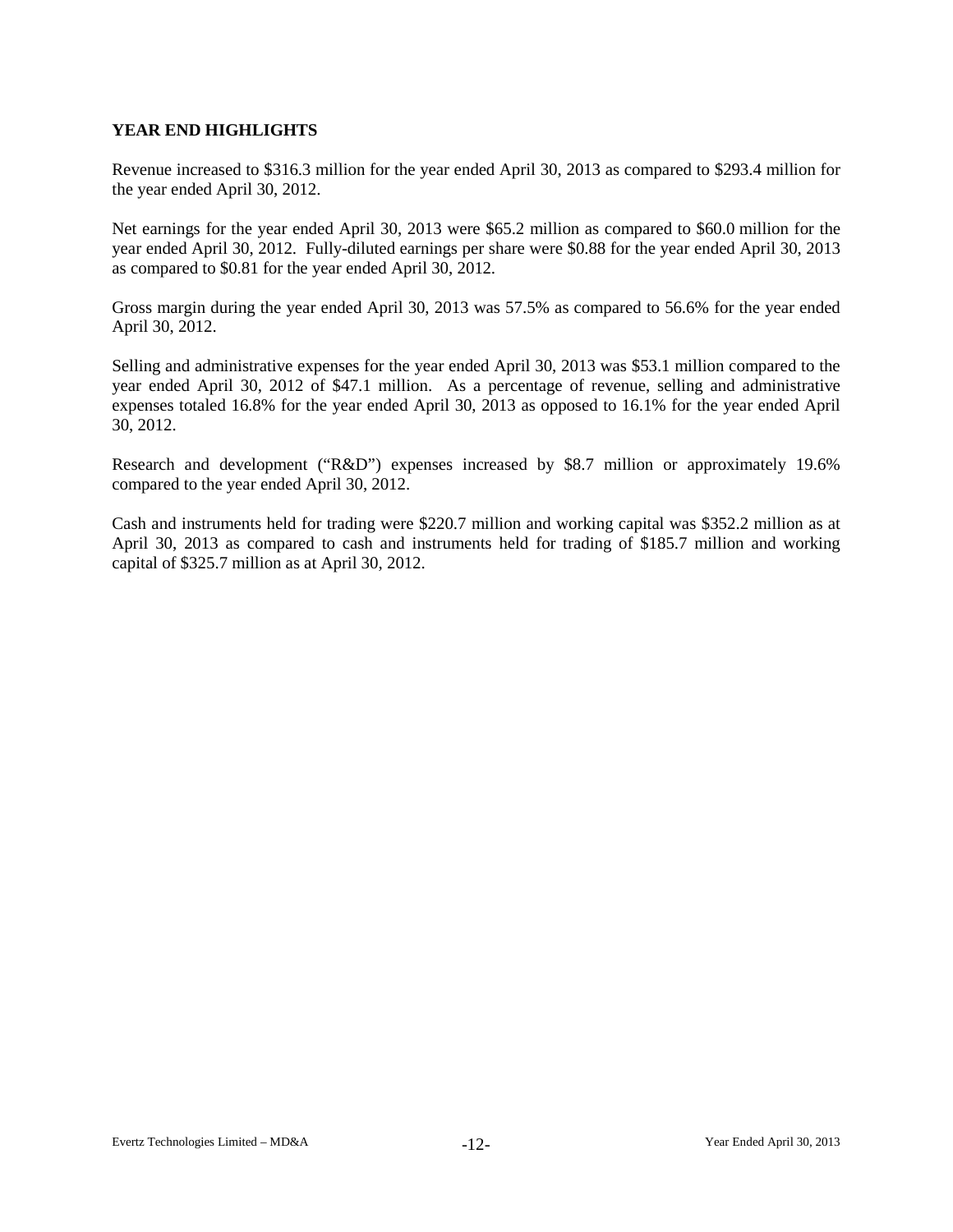## YEAR END HIGHLIGHTS

Revenue increased to $316.3 million for the year ended April 30, 2013 as compared to $293.4 million for the year ended April 30, 2012.

Net earnings for the year ended April 30, 2013 were $65.2 million as compared to $60.0 million for the year ended April 30, 2012. Fully-diluted earnings per share were $0.88 for the year ended April 30, 2013 as compared to $0.81 for the year ended April 30, 2012.

Gross margin during the year ended April 30, 2013 was 57.5% as compared to 56.6% for the year ended April 30, 2012.

Selling and administrative expenses for the year ended April 30, 2013 was $53.1 million compared to the year ended April 30, 2012 of $47.1 million. As a percentage of revenue, selling and administrative expenses totaled 16.8% for the year ended April 30, 2013 as opposed to 16.1% for the year ended April 30, 2012.

Research and development ("R&D") expenses increased by $8.7 million or approximately 19.6% compared to the year ended April 30, 2012.

Cash and instruments held for trading were $220.7 million and working capital was $352.2 million as at April 30, 2013 as compared to cash and instruments held for trading of $185.7 million and working capital of $325.7 million as at April 30, 2012.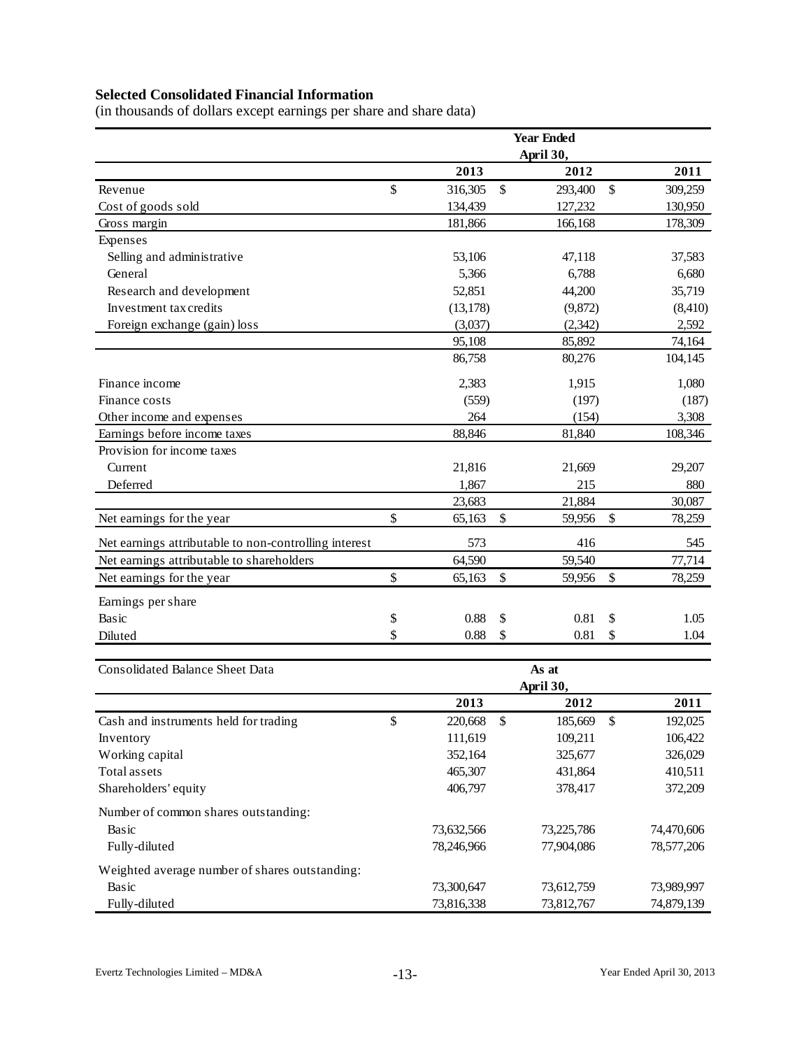**Selected Consolidated Financial Information**

(in thousands of dollars except earnings per share and share data)

| | Year Ended April 30, | | |
|---|---|---|---|
| | **2013** | **2012** | **2011** |
| Revenue | $ 316,305 | $ 293,400 | $ 309,259 |
| Cost of goods sold | 134,439 | 127,232 | 130,950 |
| Gross margin | 181,866 | 166,168 | 178,309 |
| Expenses | | | |
| Selling and administrative | 53,106 | 47,118 | 37,583 |
| General | 5,366 | 6,788 | 6,680 |
| Research and development | 52,851 | 44,200 | 35,719 |
| Investment tax credits | (13,178) | (9,872) | (8,410) |
| Foreign exchange (gain) loss | (3,037) | (2,342) | 2,592 |
| | 95,108 | 85,892 | 74,164 |
| | 86,758 | 80,276 | 104,145 |
| Finance income | 2,383 | 1,915 | 1,080 |
| Finance costs | (559) | (197) | (187) |
| Other income and expenses | 264 | (154) | 3,308 |
| Earnings before income taxes | 88,846 | 81,840 | 108,346 |
| Provision for income taxes | | | |
| Current | 21,816 | 21,669 | 29,207 |
| Deferred | 1,867 | 215 | 880 |
| | 23,683 | 21,884 | 30,087 |
| Net earnings for the year | $ 65,163 | $ 59,956 | $ 78,259 |
| Net earnings attributable to non-controlling interest | 573 | 416 | 545 |
| Net earnings attributable to shareholders | 64,590 | 59,540 | 77,714 |
| Net earnings for the year | $ 65,163 | $ 59,956 | $ 78,259 |
| Earnings per share | | | |
| Basic | $ 0.88 | $ 0.81 | $ 1.05 |
| Diluted | $ 0.88 | $ 0.81 | $ 1.04 |

| Consolidated Balance Sheet Data | As at April 30, | | |
|---|---|---|---|
| | **2013** | **2012** | **2011** |
| Cash and instruments held for trading | $ 220,668 | $ 185,669 | $ 192,025 |
| Inventory | 111,619 | 109,211 | 106,422 |
| Working capital | 352,164 | 325,677 | 326,029 |
| Total assets | 465,307 | 431,864 | 410,511 |
| Shareholders' equity | 406,797 | 378,417 | 372,209 |
| Number of common shares outstanding: | | | |
| Basic | 73,632,566 | 73,225,786 | 74,470,606 |
| Fully-diluted | 78,246,966 | 77,904,086 | 78,577,206 |
| Weighted average number of shares outstanding: | | | |
| Basic | 73,300,647 | 73,612,759 | 73,989,997 |
| Fully-diluted | 73,816,338 | 73,812,767 | 74,879,139 |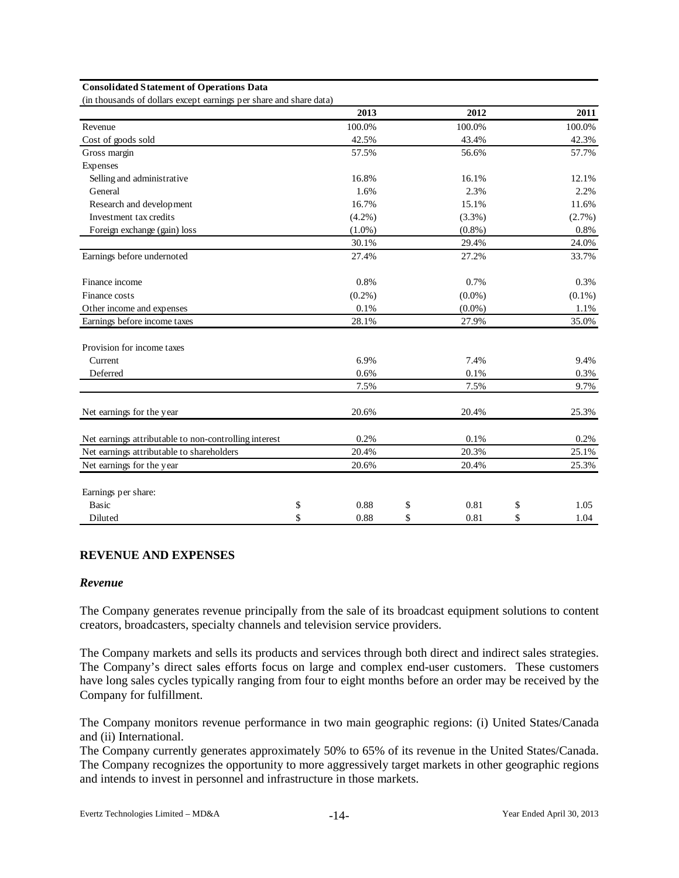**Consolidated Statement of Operations Data**

(in thousands of dollars except earnings per share and share data)

| | 2013 | 2012 | 2011 |
|---|---|---|---|
| Revenue | 100.0% | 100.0% | 100.0% |
| Cost of goods sold | 42.5% | 43.4% | 42.3% |
| Gross margin | 57.5% | 56.6% | 57.7% |
| Expenses | | | |
| Selling and administrative | 16.8% | 16.1% | 12.1% |
| General | 1.6% | 2.3% | 2.2% |
| Research and development | 16.7% | 15.1% | 11.6% |
| Investment tax credits | (4.2%) | (3.3%) | (2.7%) |
| Foreign exchange (gain) loss | (1.0%) | (0.8%) | 0.8% |
| | 30.1% | 29.4% | 24.0% |
| Earnings before undernoted | 27.4% | 27.2% | 33.7% |
| Finance income | 0.8% | 0.7% | 0.3% |
| Finance costs | (0.2%) | (0.0%) | (0.1%) |
| Other income and expenses | 0.1% | (0.0%) | 1.1% |
| Earnings before income taxes | 28.1% | 27.9% | 35.0% |
| Provision for income taxes | | | |
| Current | 6.9% | 7.4% | 9.4% |
| Deferred | 0.6% | 0.1% | 0.3% |
| | 7.5% | 7.5% | 9.7% |
| Net earnings for the year | 20.6% | 20.4% | 25.3% |
| Net earnings attributable to non-controlling interest | 0.2% | 0.1% | 0.2% |
| Net earnings attributable to shareholders | 20.4% | 20.3% | 25.1% |
| Net earnings for the year | 20.6% | 20.4% | 25.3% |
| Earnings per share: | | | |
| Basic | $ 0.88 | $ 0.81 | $ 1.05 |
| Diluted | $ 0.88 | $ 0.81 | $ 1.04 |

## REVENUE AND EXPENSES

### *Revenue*

The Company generates revenue principally from the sale of its broadcast equipment solutions to content creators, broadcasters, specialty channels and television service providers.

The Company markets and sells its products and services through both direct and indirect sales strategies. The Company's direct sales efforts focus on large and complex end-user customers. These customers have long sales cycles typically ranging from four to eight months before an order may be received by the Company for fulfillment.

The Company monitors revenue performance in two main geographic regions: (i) United States/Canada and (ii) International.

The Company currently generates approximately 50% to 65% of its revenue in the United States/Canada. The Company recognizes the opportunity to more aggressively target markets in other geographic regions and intends to invest in personnel and infrastructure in those markets.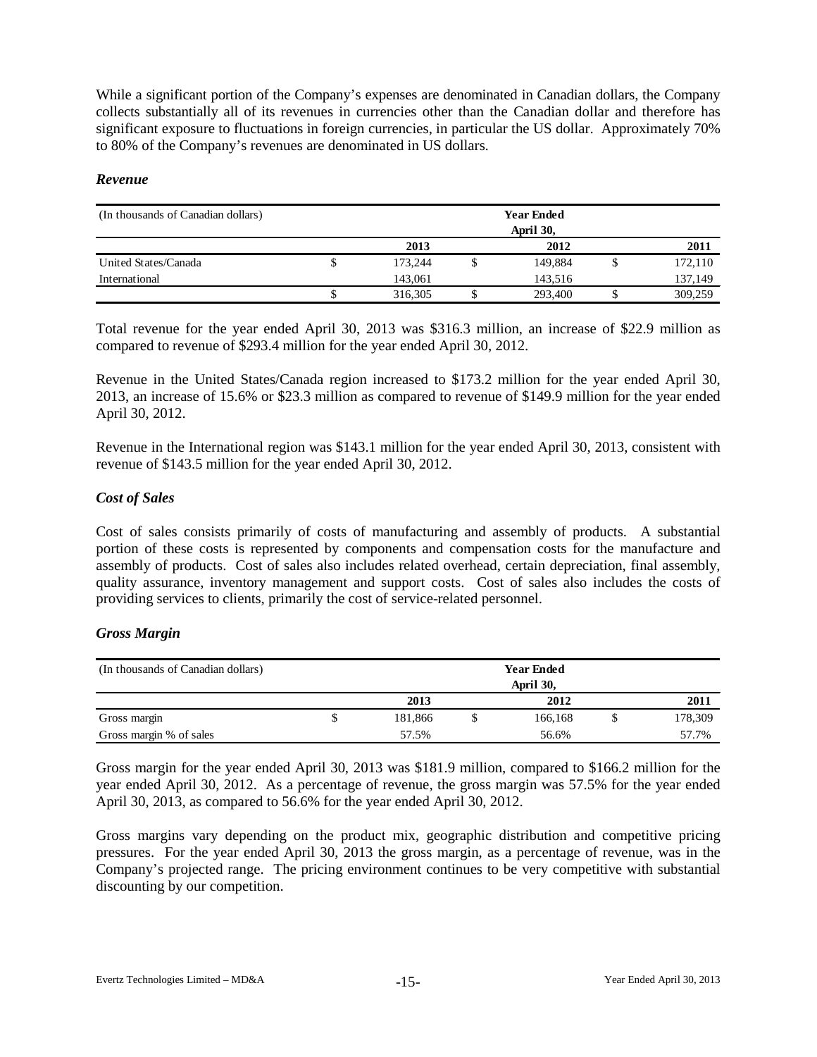While a significant portion of the Company's expenses are denominated in Canadian dollars, the Company collects substantially all of its revenues in currencies other than the Canadian dollar and therefore has significant exposure to fluctuations in foreign currencies, in particular the US dollar. Approximately 70% to 80% of the Company's revenues are denominated in US dollars.

### *Revenue*

| (In thousands of Canadian dollars) | Year Ended April 30, | | |
|---|---|---|---|
| | 2013 | 2012 | 2011 |
| United States/Canada | $ 173,244 | $ 149,884 | $ 172,110 |
| International | 143,061 | 143,516 | 137,149 |
| | $ 316,305 | $ 293,400 | $ 309,259 |

Total revenue for the year ended April 30, 2013 was $316.3 million, an increase of $22.9 million as compared to revenue of $293.4 million for the year ended April 30, 2012.

Revenue in the United States/Canada region increased to $173.2 million for the year ended April 30, 2013, an increase of 15.6% or $23.3 million as compared to revenue of $149.9 million for the year ended April 30, 2012.

Revenue in the International region was $143.1 million for the year ended April 30, 2013, consistent with revenue of $143.5 million for the year ended April 30, 2012.

### *Cost of Sales*

Cost of sales consists primarily of costs of manufacturing and assembly of products. A substantial portion of these costs is represented by components and compensation costs for the manufacture and assembly of products. Cost of sales also includes related overhead, certain depreciation, final assembly, quality assurance, inventory management and support costs. Cost of sales also includes the costs of providing services to clients, primarily the cost of service-related personnel.

### *Gross Margin*

| (In thousands of Canadian dollars) | Year Ended April 30, | | |
|---|---|---|---|
| | 2013 | 2012 | 2011 |
| Gross margin | $ 181,866 | $ 166,168 | $ 178,309 |
| Gross margin % of sales | 57.5% | 56.6% | 57.7% |

Gross margin for the year ended April 30, 2013 was $181.9 million, compared to $166.2 million for the year ended April 30, 2012. As a percentage of revenue, the gross margin was 57.5% for the year ended April 30, 2013, as compared to 56.6% for the year ended April 30, 2012.

Gross margins vary depending on the product mix, geographic distribution and competitive pricing pressures. For the year ended April 30, 2013 the gross margin, as a percentage of revenue, was in the Company's projected range. The pricing environment continues to be very competitive with substantial discounting by our competition.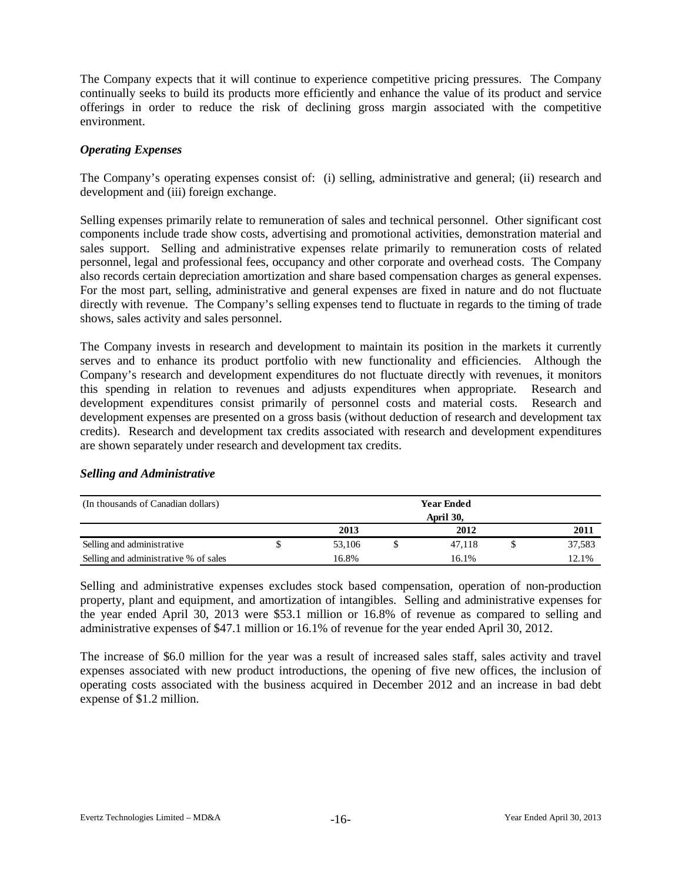The Company expects that it will continue to experience competitive pricing pressures. The Company continually seeks to build its products more efficiently and enhance the value of its product and service offerings in order to reduce the risk of declining gross margin associated with the competitive environment.

### *Operating Expenses*

The Company's operating expenses consist of: (i) selling, administrative and general; (ii) research and development and (iii) foreign exchange.

Selling expenses primarily relate to remuneration of sales and technical personnel. Other significant cost components include trade show costs, advertising and promotional activities, demonstration material and sales support. Selling and administrative expenses relate primarily to remuneration costs of related personnel, legal and professional fees, occupancy and other corporate and overhead costs. The Company also records certain depreciation amortization and share based compensation charges as general expenses. For the most part, selling, administrative and general expenses are fixed in nature and do not fluctuate directly with revenue. The Company's selling expenses tend to fluctuate in regards to the timing of trade shows, sales activity and sales personnel.

The Company invests in research and development to maintain its position in the markets it currently serves and to enhance its product portfolio with new functionality and efficiencies. Although the Company's research and development expenditures do not fluctuate directly with revenues, it monitors this spending in relation to revenues and adjusts expenditures when appropriate. Research and development expenditures consist primarily of personnel costs and material costs. Research and development expenses are presented on a gross basis (without deduction of research and development tax credits). Research and development tax credits associated with research and development expenditures are shown separately under research and development tax credits.

### *Selling and Administrative*

| (In thousands of Canadian dollars) | Year Ended April 30, | | |
|---|---|---|---|
| | 2013 | 2012 | 2011 |
| Selling and administrative | $ 53,106 | $ 47,118 | $ 37,583 |
| Selling and administrative % of sales | 16.8% | 16.1% | 12.1% |

Selling and administrative expenses excludes stock based compensation, operation of non-production property, plant and equipment, and amortization of intangibles. Selling and administrative expenses for the year ended April 30, 2013 were $53.1 million or 16.8% of revenue as compared to selling and administrative expenses of $47.1 million or 16.1% of revenue for the year ended April 30, 2012.

The increase of $6.0 million for the year was a result of increased sales staff, sales activity and travel expenses associated with new product introductions, the opening of five new offices, the inclusion of operating costs associated with the business acquired in December 2012 and an increase in bad debt expense of $1.2 million.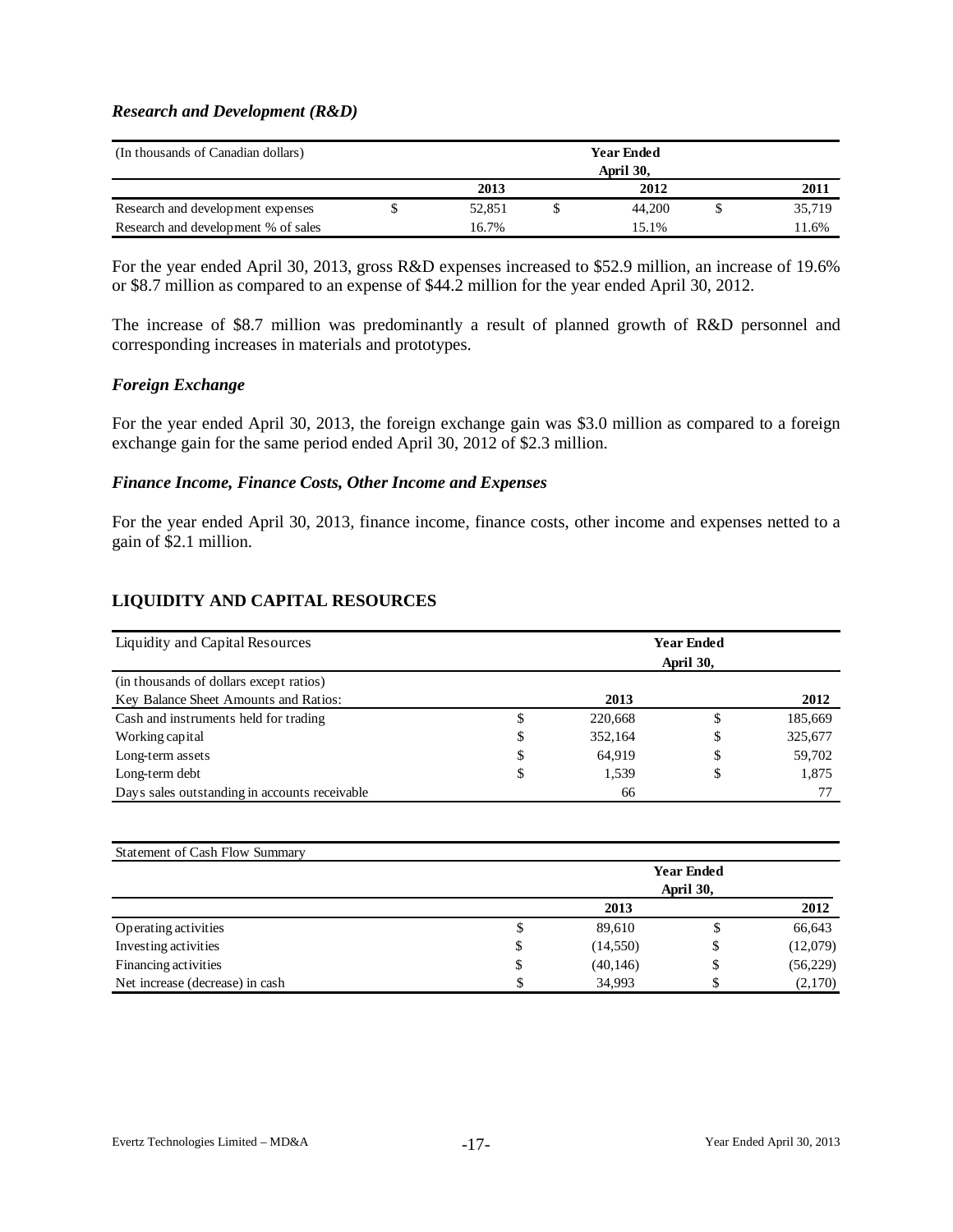### *Research and Development (R&D)*

| (In thousands of Canadian dollars) | Year Ended April 30, | | |
|---|---|---|---|
| | 2013 | 2012 | 2011 |
| Research and development expenses | $ 52,851 | $ 44,200 | $ 35,719 |
| Research and development % of sales | 16.7% | 15.1% | 11.6% |

For the year ended April 30, 2013, gross R&D expenses increased to $52.9 million, an increase of 19.6% or $8.7 million as compared to an expense of $44.2 million for the year ended April 30, 2012.

The increase of $8.7 million was predominantly a result of planned growth of R&D personnel and corresponding increases in materials and prototypes.

### *Foreign Exchange*

For the year ended April 30, 2013, the foreign exchange gain was $3.0 million as compared to a foreign exchange gain for the same period ended April 30, 2012 of $2.3 million.

### *Finance Income, Finance Costs, Other Income and Expenses*

For the year ended April 30, 2013, finance income, finance costs, other income and expenses netted to a gain of $2.1 million.

## LIQUIDITY AND CAPITAL RESOURCES

| Liquidity and Capital Resources | Year Ended April 30, | |
|---|---|---|
| (in thousands of dollars except ratios) | | |
| Key Balance Sheet Amounts and Ratios: | 2013 | 2012 |
| Cash and instruments held for trading | $ 220,668 | $ 185,669 |
| Working capital | $ 352,164 | $ 325,677 |
| Long-term assets | $ 64,919 | $ 59,702 |
| Long-term debt | $ 1,539 | $ 1,875 |
| Days sales outstanding in accounts receivable | 66 | 77 |

| Statement of Cash Flow Summary | Year Ended April 30, | |
|---|---|---|
| | 2013 | 2012 |
| Operating activities | $ 89,610 | $ 66,643 |
| Investing activities | $ (14,550) | $ (12,079) |
| Financing activities | $ (40,146) | $ (56,229) |
| Net increase (decrease) in cash | $ 34,993 | $ (2,170) |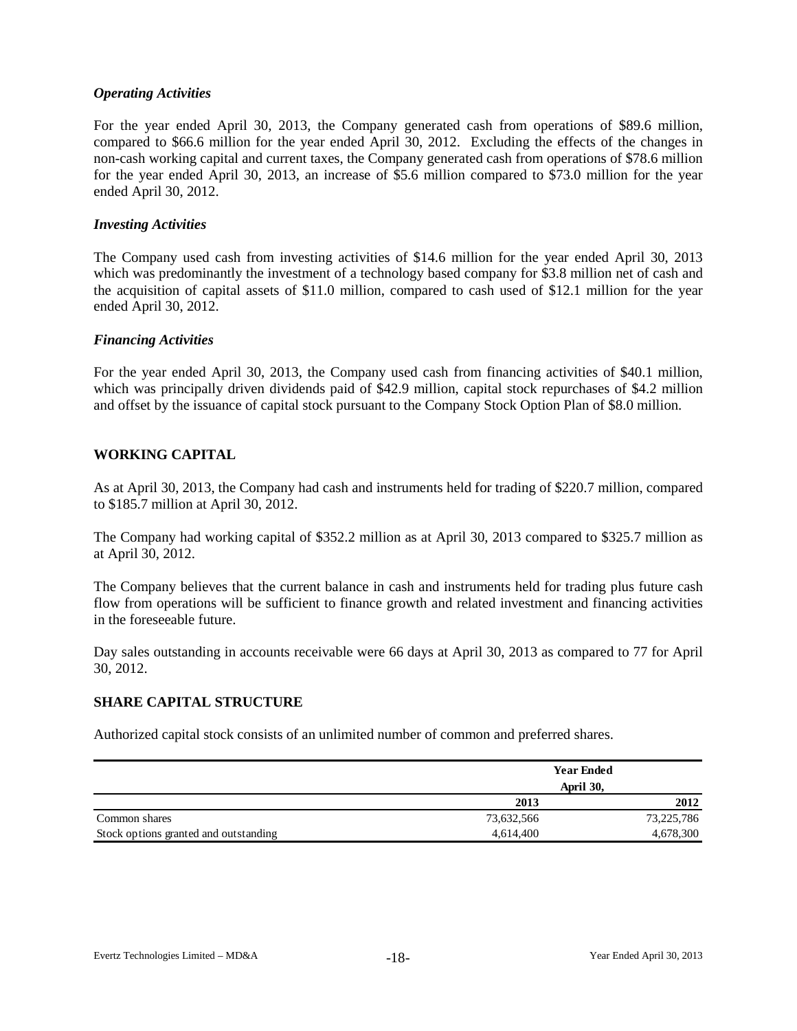### *Operating Activities*

For the year ended April 30, 2013, the Company generated cash from operations of \$89.6 million, compared to \$66.6 million for the year ended April 30, 2012. Excluding the effects of the changes in non-cash working capital and current taxes, the Company generated cash from operations of \$78.6 million for the year ended April 30, 2013, an increase of \$5.6 million compared to \$73.0 million for the year ended April 30, 2012.

### *Investing Activities*

The Company used cash from investing activities of \$14.6 million for the year ended April 30, 2013 which was predominantly the investment of a technology based company for \$3.8 million net of cash and the acquisition of capital assets of \$11.0 million, compared to cash used of \$12.1 million for the year ended April 30, 2012.

### *Financing Activities*

For the year ended April 30, 2013, the Company used cash from financing activities of \$40.1 million, which was principally driven dividends paid of \$42.9 million, capital stock repurchases of \$4.2 million and offset by the issuance of capital stock pursuant to the Company Stock Option Plan of \$8.0 million.

## WORKING CAPITAL

As at April 30, 2013, the Company had cash and instruments held for trading of \$220.7 million, compared to \$185.7 million at April 30, 2012.

The Company had working capital of \$352.2 million as at April 30, 2013 compared to \$325.7 million as at April 30, 2012.

The Company believes that the current balance in cash and instruments held for trading plus future cash flow from operations will be sufficient to finance growth and related investment and financing activities in the foreseeable future.

Day sales outstanding in accounts receivable were 66 days at April 30, 2013 as compared to 77 for April 30, 2012.

## SHARE CAPITAL STRUCTURE

Authorized capital stock consists of an unlimited number of common and preferred shares.

| | **Year Ended April 30,** | |
|---|---|---|
| | **2013** | **2012** |
| Common shares | 73,632,566 | 73,225,786 |
| Stock options granted and outstanding | 4,614,400 | 4,678,300 |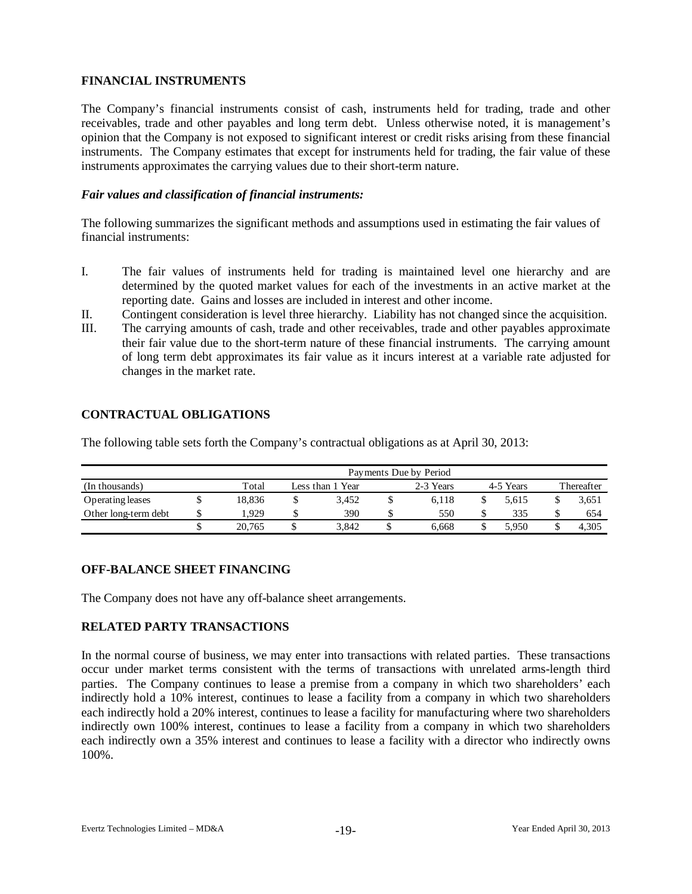## FINANCIAL INSTRUMENTS

The Company's financial instruments consist of cash, instruments held for trading, trade and other receivables, trade and other payables and long term debt. Unless otherwise noted, it is management's opinion that the Company is not exposed to significant interest or credit risks arising from these financial instruments. The Company estimates that except for instruments held for trading, the fair value of these instruments approximates the carrying values due to their short-term nature.

### *Fair values and classification of financial instruments:*

The following summarizes the significant methods and assumptions used in estimating the fair values of financial instruments:

I. The fair values of instruments held for trading is maintained level one hierarchy and are determined by the quoted market values for each of the investments in an active market at the reporting date. Gains and losses are included in interest and other income.

II. Contingent consideration is level three hierarchy. Liability has not changed since the acquisition.

III. The carrying amounts of cash, trade and other receivables, trade and other payables approximate their fair value due to the short-term nature of these financial instruments. The carrying amount of long term debt approximates its fair value as it incurs interest at a variable rate adjusted for changes in the market rate.

## CONTRACTUAL OBLIGATIONS

The following table sets forth the Company's contractual obligations as at April 30, 2013:

| | Payments Due by Period | | | | |
|---|---|---|---|---|---|
| (In thousands) | Total | Less than 1 Year | 2-3 Years | 4-5 Years | Thereafter |
| Operating leases | $ 18,836 | $ 3,452 | $ 6,118 | $ 5,615 | $ 3,651 |
| Other long-term debt | $ 1,929 | $ 390 | $ 550 | $ 335 | $ 654 |
| | $ 20,765 | $ 3,842 | $ 6,668 | $ 5,950 | $ 4,305 |

## OFF-BALANCE SHEET FINANCING

The Company does not have any off-balance sheet arrangements.

## RELATED PARTY TRANSACTIONS

In the normal course of business, we may enter into transactions with related parties. These transactions occur under market terms consistent with the terms of transactions with unrelated arms-length third parties. The Company continues to lease a premise from a company in which two shareholders' each indirectly hold a 10% interest, continues to lease a facility from a company in which two shareholders each indirectly hold a 20% interest, continues to lease a facility for manufacturing where two shareholders indirectly own 100% interest, continues to lease a facility from a company in which two shareholders each indirectly own a 35% interest and continues to lease a facility with a director who indirectly owns 100%.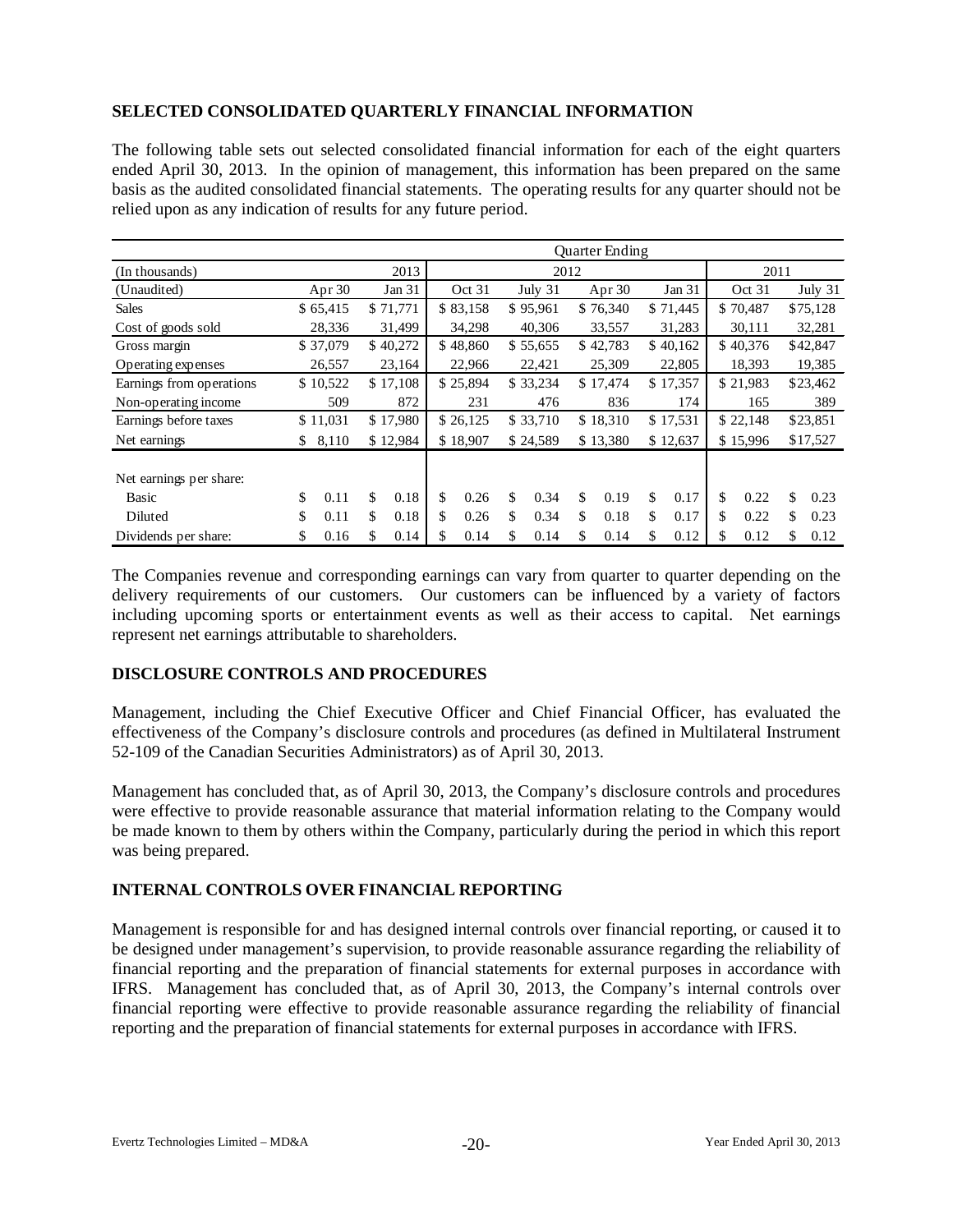## SELECTED CONSOLIDATED QUARTERLY FINANCIAL INFORMATION

The following table sets out selected consolidated financial information for each of the eight quarters ended April 30, 2013. In the opinion of management, this information has been prepared on the same basis as the audited consolidated financial statements. The operating results for any quarter should not be relied upon as any indication of results for any future period.

| | Quarter Ending | | | | | | | |
|---|---|---|---|---|---|---|---|---|
| (In thousands) | | 2013 | | 2012 | | | 2011 | |
| (Unaudited) | Apr 30 | Jan 31 | Oct 31 | July 31 | Apr 30 | Jan 31 | Oct 31 | July 31 |
| Sales | $ 65,415 | $ 71,771 | $ 83,158 | $ 95,961 | $ 76,340 | $ 71,445 | $ 70,487 | $75,128 |
| Cost of goods sold | 28,336 | 31,499 | 34,298 | 40,306 | 33,557 | 31,283 | 30,111 | 32,281 |
| Gross margin | $ 37,079 | $ 40,272 | $ 48,860 | $ 55,655 | $ 42,783 | $ 40,162 | $ 40,376 | $42,847 |
| Operating expenses | 26,557 | 23,164 | 22,966 | 22,421 | 25,309 | 22,805 | 18,393 | 19,385 |
| Earnings from operations | $ 10,522 | $ 17,108 | $ 25,894 | $ 33,234 | $ 17,474 | $ 17,357 | $ 21,983 | $23,462 |
| Non-operating income | 509 | 872 | 231 | 476 | 836 | 174 | 165 | 389 |
| Earnings before taxes | $ 11,031 | $ 17,980 | $ 26,125 | $ 33,710 | $ 18,310 | $ 17,531 | $ 22,148 | $23,851 |
| Net earnings | $ 8,110 | $ 12,984 | $ 18,907 | $ 24,589 | $ 13,380 | $ 12,637 | $ 15,996 | $17,527 |
| Net earnings per share: | | | | | | | | |
| Basic | $ 0.11 | $ 0.18 | $ 0.26 | $ 0.34 | $ 0.19 | $ 0.17 | $ 0.22 | $ 0.23 |
| Diluted | $ 0.11 | $ 0.18 | $ 0.26 | $ 0.34 | $ 0.18 | $ 0.17 | $ 0.22 | $ 0.23 |
| Dividends per share: | $ 0.16 | $ 0.14 | $ 0.14 | $ 0.14 | $ 0.14 | $ 0.12 | $ 0.12 | $ 0.12 |

The Companies revenue and corresponding earnings can vary from quarter to quarter depending on the delivery requirements of our customers. Our customers can be influenced by a variety of factors including upcoming sports or entertainment events as well as their access to capital. Net earnings represent net earnings attributable to shareholders.

## DISCLOSURE CONTROLS AND PROCEDURES

Management, including the Chief Executive Officer and Chief Financial Officer, has evaluated the effectiveness of the Company's disclosure controls and procedures (as defined in Multilateral Instrument 52-109 of the Canadian Securities Administrators) as of April 30, 2013.

Management has concluded that, as of April 30, 2013, the Company's disclosure controls and procedures were effective to provide reasonable assurance that material information relating to the Company would be made known to them by others within the Company, particularly during the period in which this report was being prepared.

## INTERNAL CONTROLS OVER FINANCIAL REPORTING

Management is responsible for and has designed internal controls over financial reporting, or caused it to be designed under management's supervision, to provide reasonable assurance regarding the reliability of financial reporting and the preparation of financial statements for external purposes in accordance with IFRS. Management has concluded that, as of April 30, 2013, the Company's internal controls over financial reporting were effective to provide reasonable assurance regarding the reliability of financial reporting and the preparation of financial statements for external purposes in accordance with IFRS.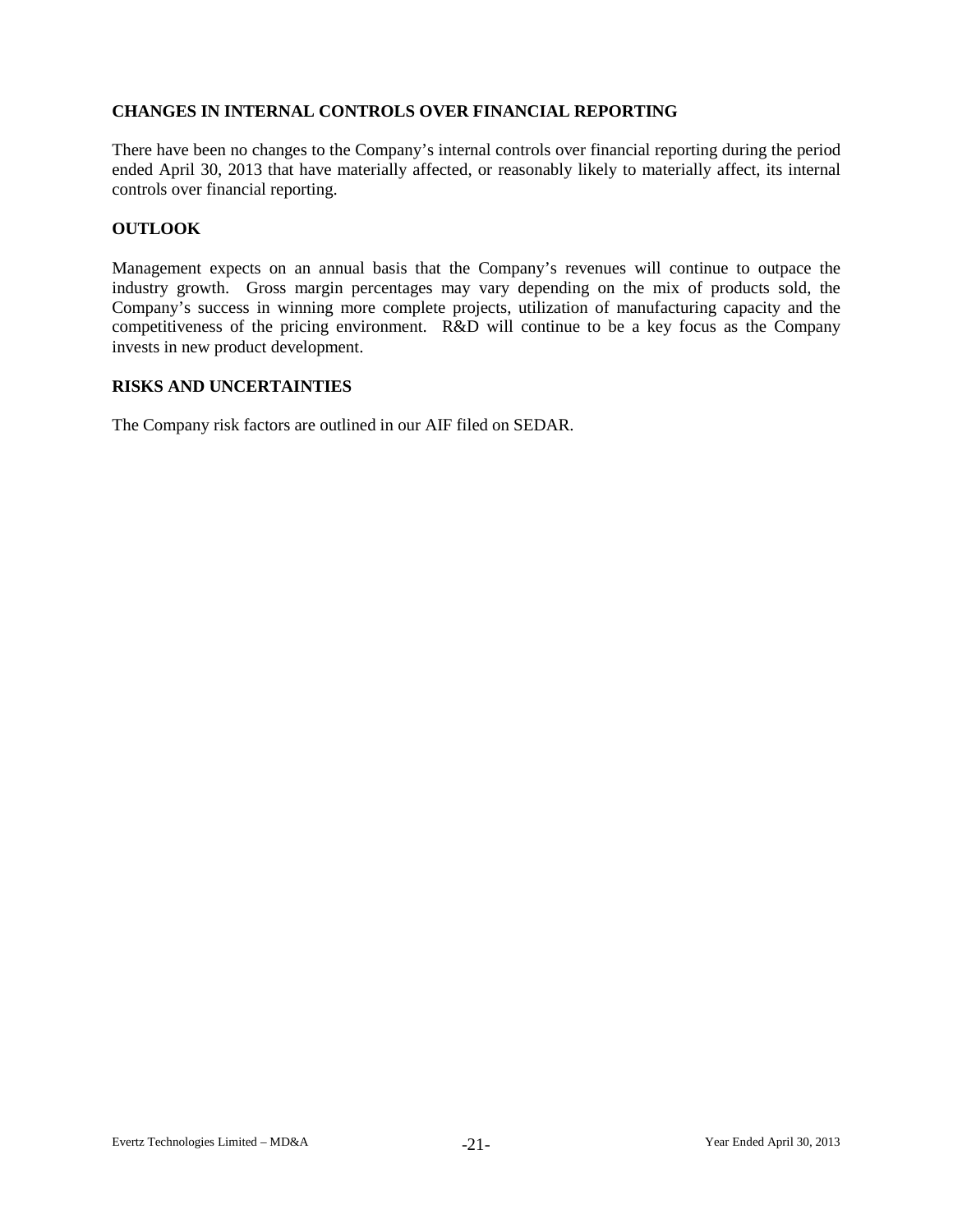## CHANGES IN INTERNAL CONTROLS OVER FINANCIAL REPORTING

There have been no changes to the Company's internal controls over financial reporting during the period ended April 30, 2013 that have materially affected, or reasonably likely to materially affect, its internal controls over financial reporting.

## OUTLOOK

Management expects on an annual basis that the Company's revenues will continue to outpace the industry growth. Gross margin percentages may vary depending on the mix of products sold, the Company's success in winning more complete projects, utilization of manufacturing capacity and the competitiveness of the pricing environment. R&D will continue to be a key focus as the Company invests in new product development.

## RISKS AND UNCERTAINTIES

The Company risk factors are outlined in our AIF filed on SEDAR.